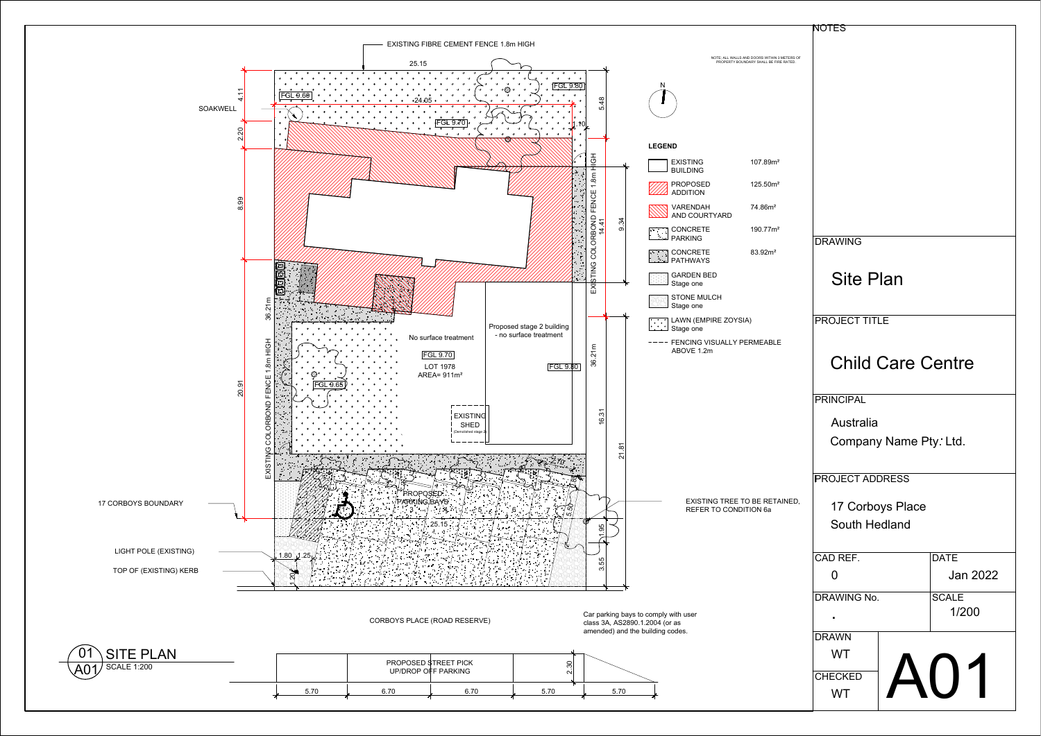NOTE: ALL WALLS AND DOORS WITHIN 3 METERS OF PROPERTY BOUNDARY SHALL BE FIRE RATED.

EXISTING FIBRE CEMENT FENCE 1.8m HIGH

25.15

24.05

FGL 9.60

FGL 9.70

FGL 9.80

SOAKWELL

4.11

2.20

8.99

36.21m

20.91

5.48

1.10

14.41

9.34

36.21m

16.31

21.81

EXISTING COLORBOND FENCE 1.8m HIGH

EXISTING COLORBOND FENCE 1.8m HIGH

No surface treatment

Proposed stage 2 building - no surface treatment

FGL 9.70

LOT 1978

AREA= 911m²

FGL 9.80

FGL 9.65

EXISTING SHED (Demolished stage 2)

PROPOSED PARKING BAYS

1 2 3 4 5 6 7 8

25.15

2.70

5.50

1.95

3.55

1.80

1.25

1.20

17 CORBOYS BOUNDARY

LIGHT POLE (EXISTING)

TOP OF (EXISTING) KERB

EXISTING TREE TO BE RETAINED, REFER TO CONDITION 6a

CORBOYS PLACE (ROAD RESERVE)

Car parking bays to comply with user class 3A, AS2890.1.2004 (or as amended) and the building codes.

PROPOSED STREET PICK UP/DROP OFF PARKING

2.30

5.70 | 6.70 | 6.70 | 5.70 | 5.70

N

**LEGEND**

| Item | Area |
|---|---|
| EXISTING BUILDING | 107.89m² |
| PROPOSED ADDITION | 125.50m² |
| VARENDAH AND COURTYARD | 74.86m² |
| CONCRETE PARKING | 190.77m² |
| CONCRETE PATHWAYS | 83.92m² |
| GARDEN BED Stage one | |
| STONE MULCH Stage one | |
| LAWN (EMPIRE ZOYSIA) Stage one | |
| FENCING VISUALLY PERMEABLE ABOVE 1.2m | |

**01 SITE PLAN**
A01 SCALE 1:200

NOTES

DRAWING

Site Plan

PROJECT TITLE

Child Care Centre

PRINCIPAL

Australia
Company Name Pty. Ltd.

PROJECT ADDRESS

17 Corboys Place
South Hedland

| CAD REF. | DATE |
|---|---|
| 0 | Jan 2022 |

| DRAWING No. | SCALE |
|---|---|
| . | 1/200 |

DRAWN
WT

CHECKED
WT

A01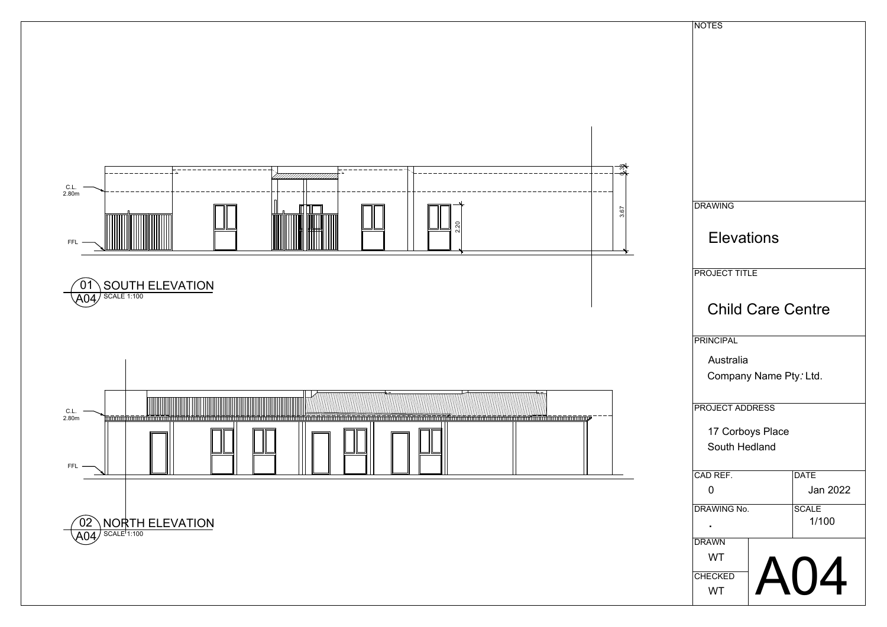C.L.
2.80m

FFL

0.33

3.67

2.20

01 / A04 SOUTH ELEVATION
SCALE 1:100

C.L.
2.80m

FFL

02 / A04 NORTH ELEVATION
SCALE 1:100

| | |
|---|---|
| NOTES | |
| DRAWING | Elevations |
| PROJECT TITLE | Child Care Centre |
| PRINCIPAL | Australia<br>Company Name Pty. Ltd. |
| PROJECT ADDRESS | 17 Corboys Place<br>South Hedland |
| CAD REF. | 0 |
| DATE | Jan 2022 |
| DRAWING No. | . |
| SCALE | 1/100 |
| DRAWN | WT |
| CHECKED | WT |

# A04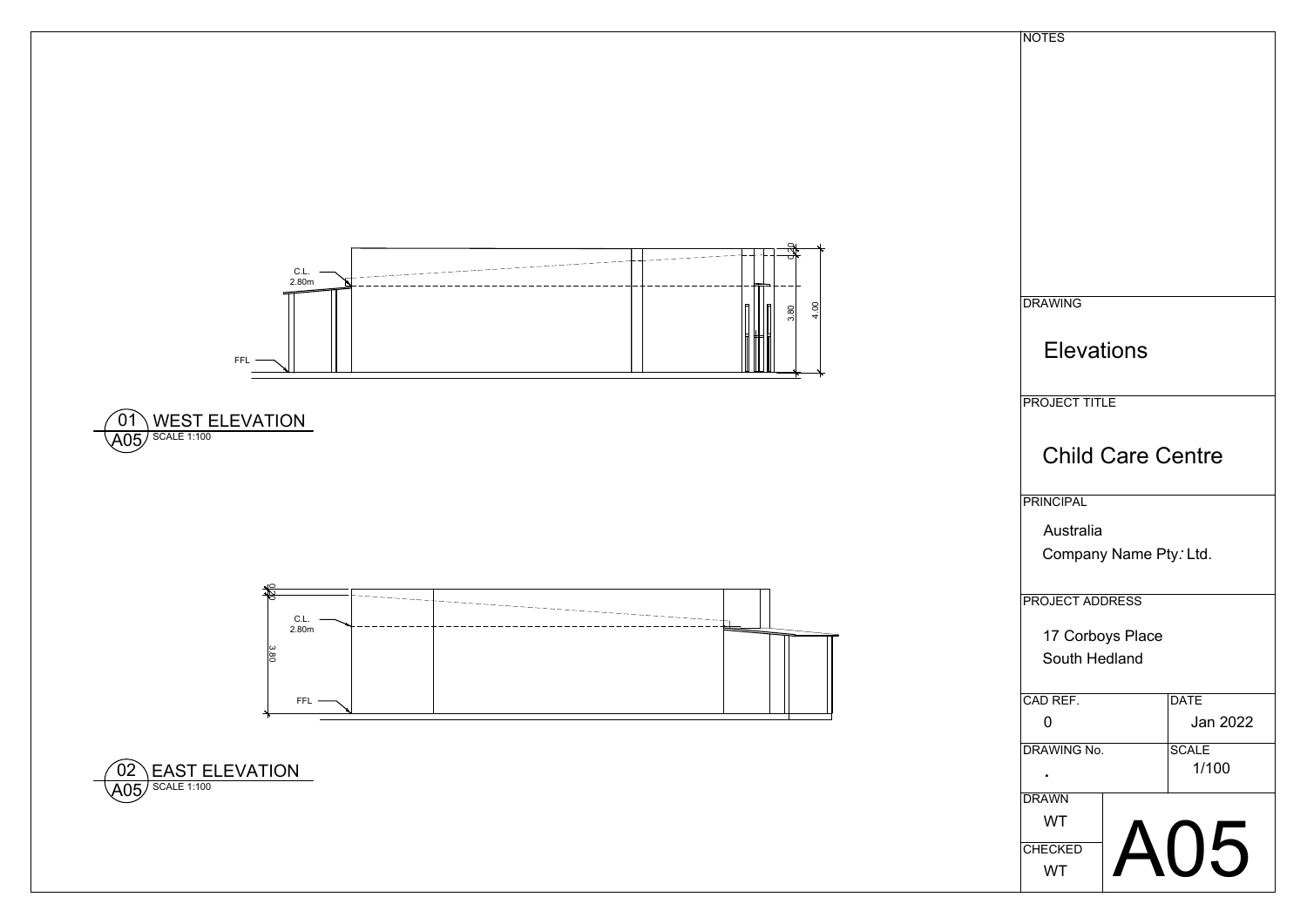C.L.
2.80m

FFL

0.20

3.80

4.00

## 01 A05 WEST ELEVATION

SCALE 1:100

0.20

C.L.
2.80m

3.80

FFL

## 02 A05 EAST ELEVATION

SCALE 1:100

NOTES

DRAWING

Elevations

PROJECT TITLE

Child Care Centre

PRINCIPAL

Australia
Company Name Pty. Ltd.

PROJECT ADDRESS

17 Corboys Place
South Hedland

| | |
|---|---|
| CAD REF. 0 | DATE Jan 2022 |
| DRAWING No. . | SCALE 1/100 |
| DRAWN WT | A05 |
| CHECKED WT | |